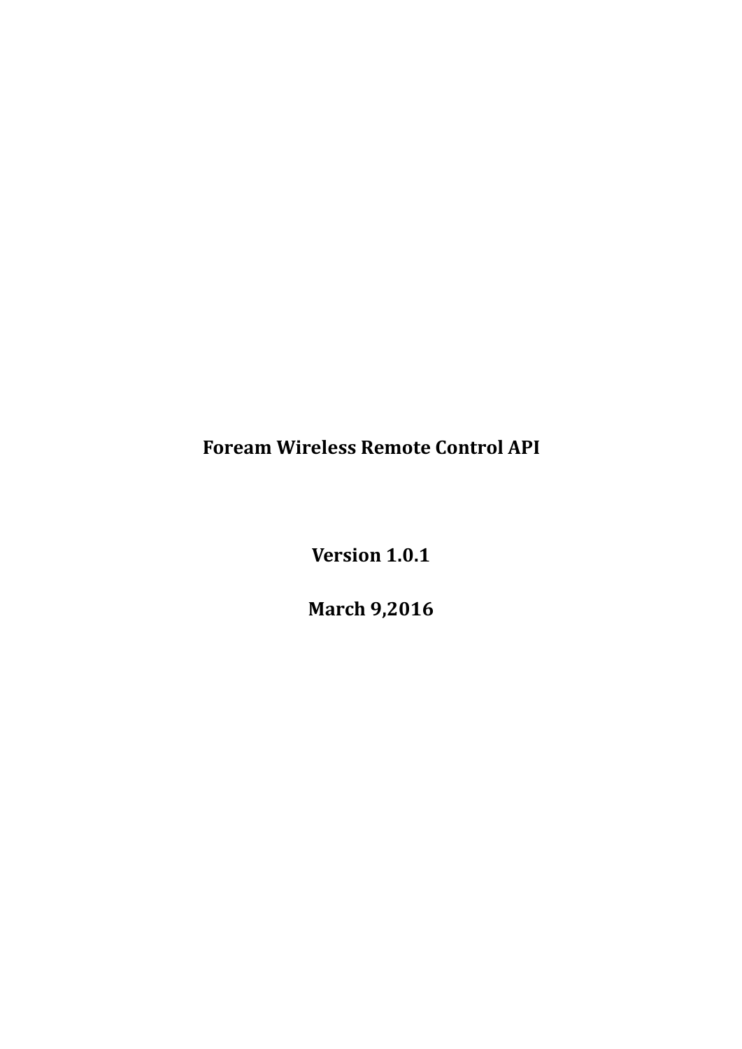# Foream Wireless Remote Control API

**Version 1.0.1**

**March 9,2016**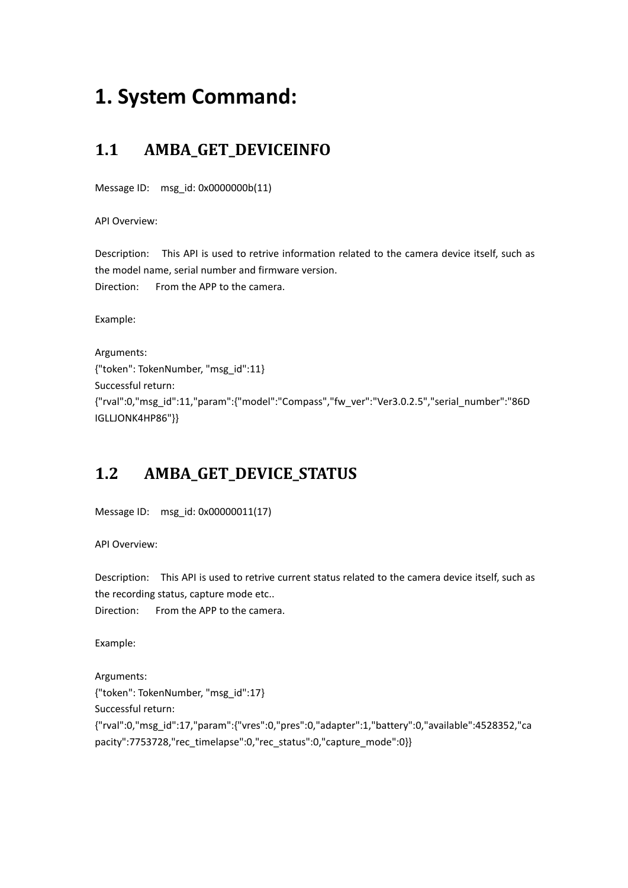# 1. System Command:

## 1.1 AMBA_GET_DEVICEINFO

Message ID: msg_id: 0x0000000b(11)

API Overview:

Description: This API is used to retrive information related to the camera device itself, such as the model name, serial number and firmware version.
Direction: From the APP to the camera.

Example:

Arguments:
{"token": TokenNumber, "msg_id":11}
Successful return:
{"rval":0,"msg_id":11,"param":{"model":"Compass","fw_ver":"Ver3.0.2.5","serial_number":"86DIGLLJONK4HP86"}}

## 1.2 AMBA_GET_DEVICE_STATUS

Message ID: msg_id: 0x00000011(17)

API Overview:

Description: This API is used to retrive current status related to the camera device itself, such as the recording status, capture mode etc..
Direction: From the APP to the camera.

Example:

Arguments:
{"token": TokenNumber, "msg_id":17}
Successful return:
{"rval":0,"msg_id":17,"param":{"vres":0,"pres":0,"adapter":1,"battery":0,"available":4528352,"capacity":7753728,"rec_timelapse":0,"rec_status":0,"capture_mode":0}}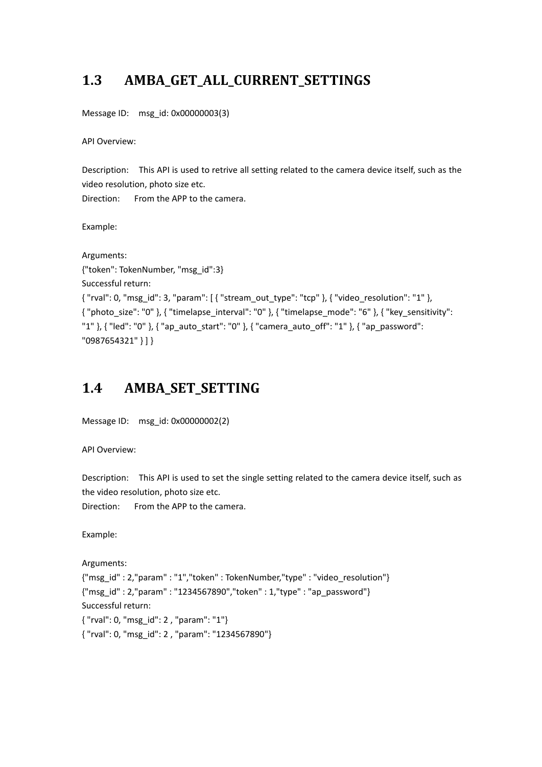## 1.3 AMBA_GET_ALL_CURRENT_SETTINGS

Message ID: msg_id: 0x00000003(3)

API Overview:

Description: This API is used to retrive all setting related to the camera device itself, such as the video resolution, photo size etc.
Direction: From the APP to the camera.

Example:

Arguments:
{"token": TokenNumber, "msg_id":3}
Successful return:
{ "rval": 0, "msg_id": 3, "param": [ { "stream_out_type": "tcp" }, { "video_resolution": "1" }, { "photo_size": "0" }, { "timelapse_interval": "0" }, { "timelapse_mode": "6" }, { "key_sensitivity": "1" }, { "led": "0" }, { "ap_auto_start": "0" }, { "camera_auto_off": "1" }, { "ap_password": "0987654321" } ] }

## 1.4 AMBA_SET_SETTING

Message ID: msg_id: 0x00000002(2)

API Overview:

Description: This API is used to set the single setting related to the camera device itself, such as the video resolution, photo size etc.
Direction: From the APP to the camera.

Example:

Arguments:
{"msg_id" : 2,"param" : "1","token" : TokenNumber,"type" : "video_resolution"}
{"msg_id" : 2,"param" : "1234567890","token" : 1,"type" : "ap_password"}
Successful return:
{ "rval": 0, "msg_id": 2 , "param": "1"}
{ "rval": 0, "msg_id": 2 , "param": "1234567890"}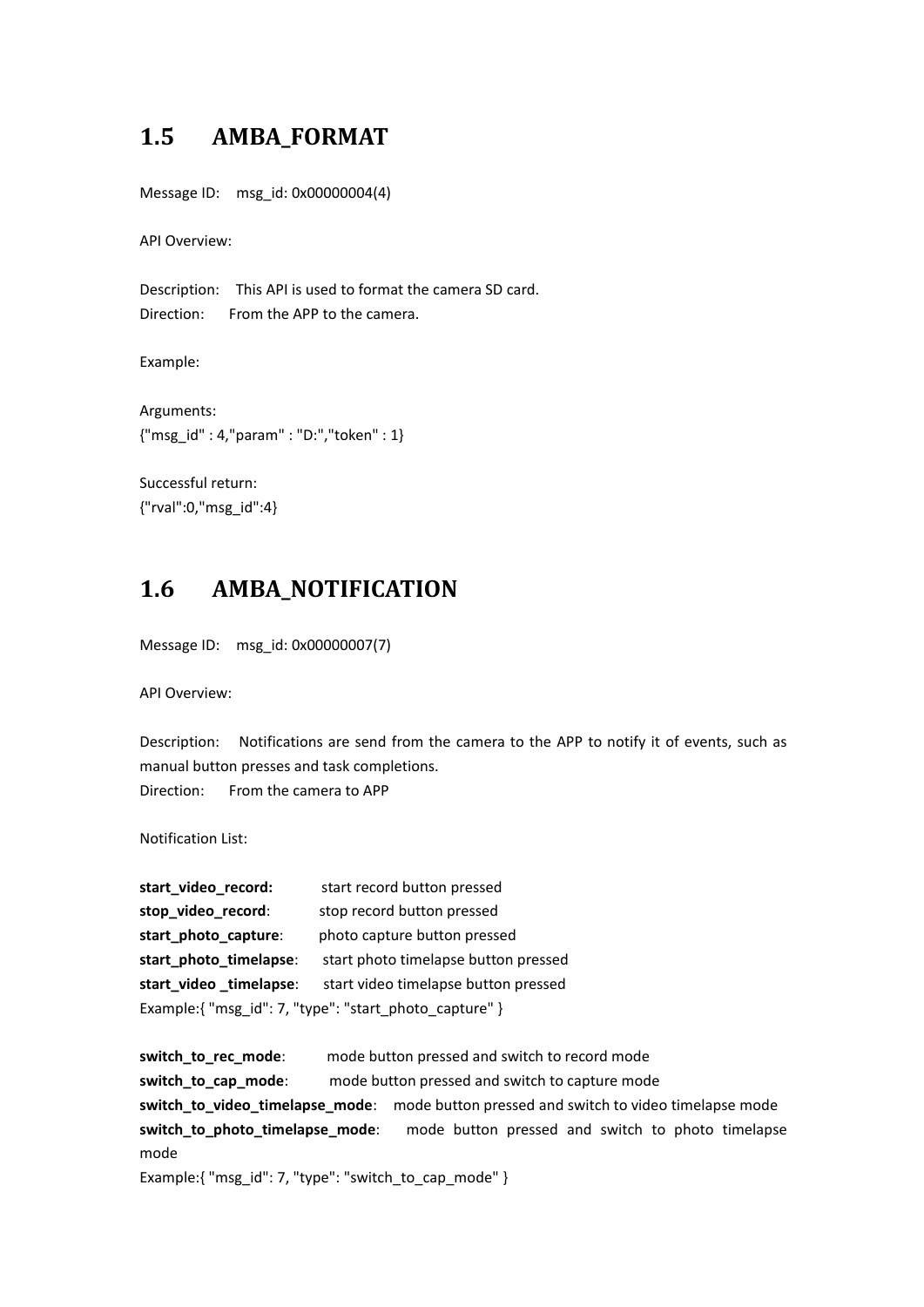## 1.5 AMBA_FORMAT

Message ID: msg_id: 0x00000004(4)

API Overview:

Description: This API is used to format the camera SD card.
Direction: From the APP to the camera.

Example:

Arguments:
{"msg_id" : 4,"param" : "D:","token" : 1}

Successful return:
{"rval":0,"msg_id":4}

## 1.6 AMBA_NOTIFICATION

Message ID: msg_id: 0x00000007(7)

API Overview:

Description: Notifications are send from the camera to the APP to notify it of events, such as manual button presses and task completions.
Direction: From the camera to APP

Notification List:

**start_video_record:** start record button pressed
**stop_video_record**: stop record button pressed
**start_photo_capture**: photo capture button pressed
**start_photo_timelapse**: start photo timelapse button pressed
**start_video _timelapse**: start video timelapse button pressed
Example:{ "msg_id": 7, "type": "start_photo_capture" }

**switch_to_rec_mode**: mode button pressed and switch to record mode
**switch_to_cap_mode**: mode button pressed and switch to capture mode
**switch_to_video_timelapse_mode**: mode button pressed and switch to video timelapse mode
**switch_to_photo_timelapse_mode**: mode button pressed and switch to photo timelapse mode
Example:{ "msg_id": 7, "type": "switch_to_cap_mode" }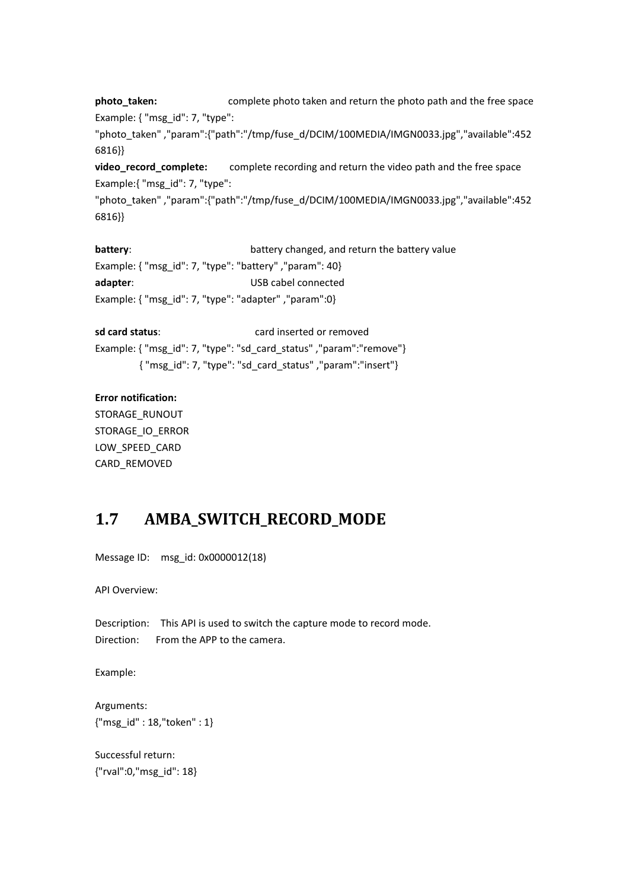**photo_taken:** complete photo taken and return the photo path and the free space
Example: { "msg_id": 7, "type": "photo_taken" ,"param":{"path":"/tmp/fuse_d/DCIM/100MEDIA/IMGN0033.jpg","available":4526816}}

**video_record_complete:** complete recording and return the video path and the free space
Example:{ "msg_id": 7, "type": "photo_taken" ,"param":{"path":"/tmp/fuse_d/DCIM/100MEDIA/IMGN0033.jpg","available":4526816}}

**battery**: battery changed, and return the battery value
Example: { "msg_id": 7, "type": "battery" ,"param": 40}

**adapter**: USB cabel connected
Example: { "msg_id": 7, "type": "adapter" ,"param":0}

**sd card status**: card inserted or removed
Example: { "msg_id": 7, "type": "sd_card_status" ,"param":"remove"}
{ "msg_id": 7, "type": "sd_card_status" ,"param":"insert"}

**Error notification:**
STORAGE_RUNOUT
STORAGE_IO_ERROR
LOW_SPEED_CARD
CARD_REMOVED

## 1.7 AMBA_SWITCH_RECORD_MODE

Message ID: msg_id: 0x0000012(18)

API Overview:

Description: This API is used to switch the capture mode to record mode.
Direction: From the APP to the camera.

Example:

Arguments:
{"msg_id" : 18,"token" : 1}

Successful return:
{"rval":0,"msg_id": 18}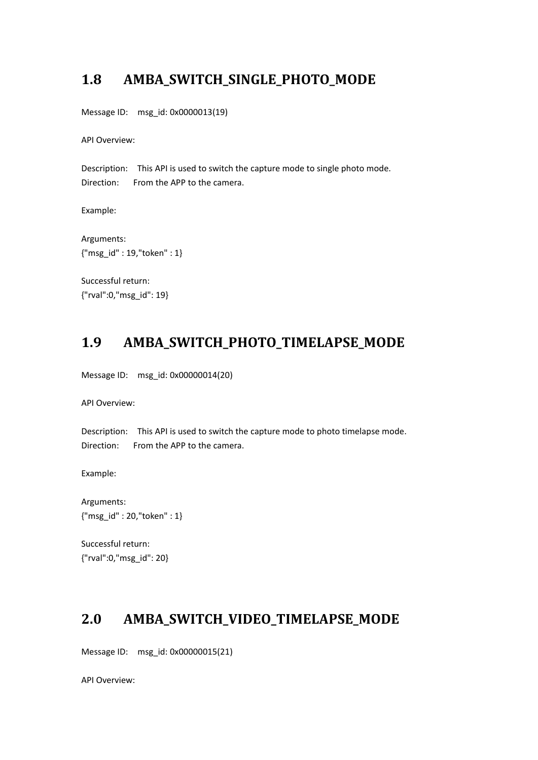## 1.8 AMBA_SWITCH_SINGLE_PHOTO_MODE

Message ID: msg_id: 0x0000013(19)

API Overview:

Description: This API is used to switch the capture mode to single photo mode.
Direction: From the APP to the camera.

Example:

Arguments:
{"msg_id" : 19,"token" : 1}

Successful return:
{"rval":0,"msg_id": 19}

## 1.9 AMBA_SWITCH_PHOTO_TIMELAPSE_MODE

Message ID: msg_id: 0x00000014(20)

API Overview:

Description: This API is used to switch the capture mode to photo timelapse mode.
Direction: From the APP to the camera.

Example:

Arguments:
{"msg_id" : 20,"token" : 1}

Successful return:
{"rval":0,"msg_id": 20}

## 2.0 AMBA_SWITCH_VIDEO_TIMELAPSE_MODE

Message ID: msg_id: 0x00000015(21)

API Overview: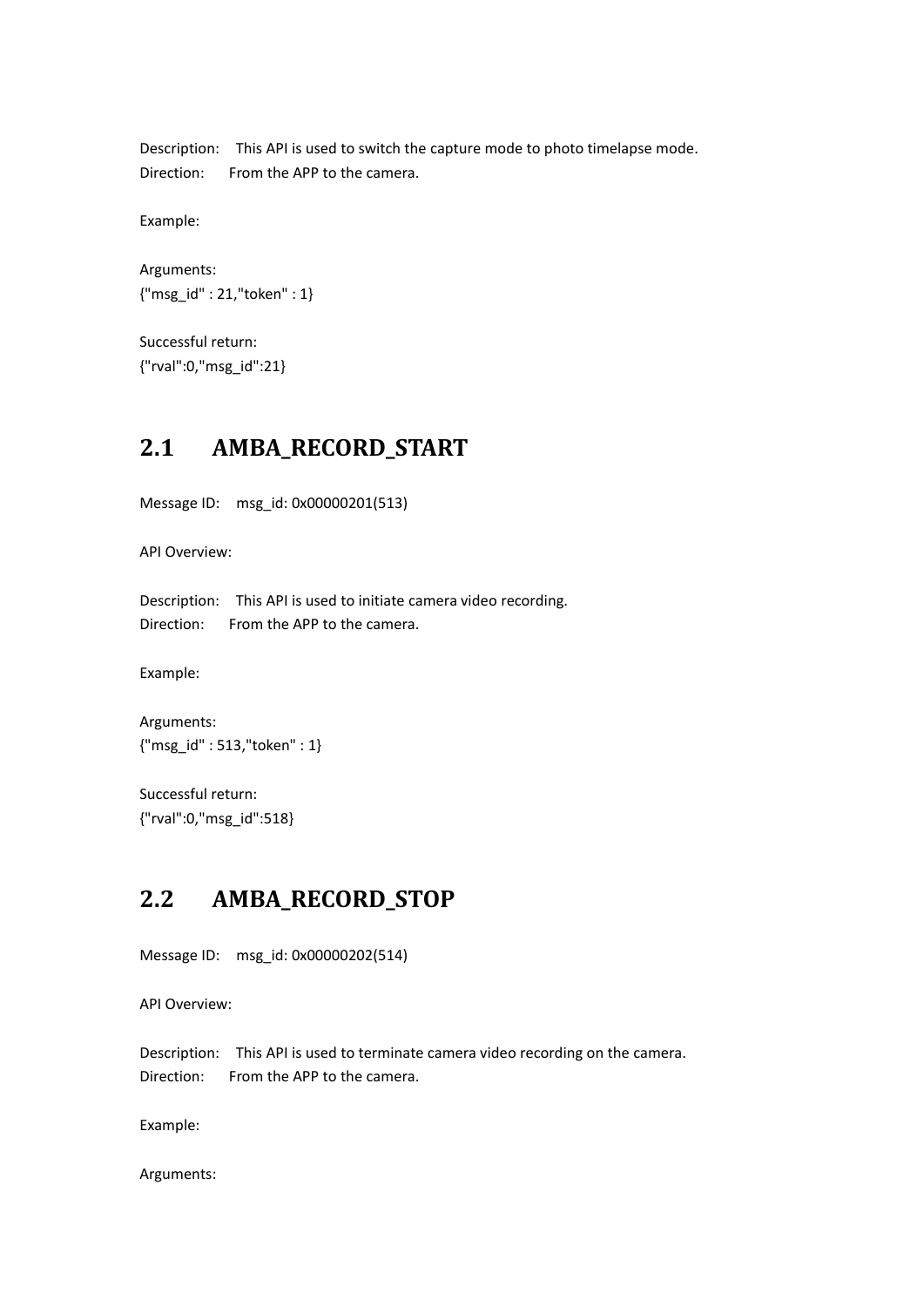Description: This API is used to switch the capture mode to photo timelapse mode.
Direction: From the APP to the camera.

Example:

Arguments:
{"msg_id" : 21,"token" : 1}

Successful return:
{"rval":0,"msg_id":21}

## 2.1 AMBA_RECORD_START

Message ID: msg_id: 0x00000201(513)

API Overview:

Description: This API is used to initiate camera video recording.
Direction: From the APP to the camera.

Example:

Arguments:
{"msg_id" : 513,"token" : 1}

Successful return:
{"rval":0,"msg_id":518}

## 2.2 AMBA_RECORD_STOP

Message ID: msg_id: 0x00000202(514)

API Overview:

Description: This API is used to terminate camera video recording on the camera.
Direction: From the APP to the camera.

Example:

Arguments: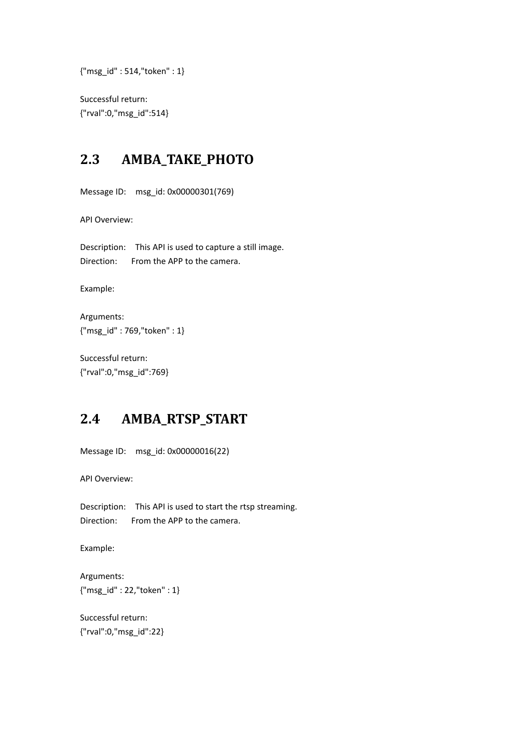{"msg_id" : 514,"token" : 1}

Successful return:
{"rval":0,"msg_id":514}

## 2.3 AMBA_TAKE_PHOTO

Message ID: msg_id: 0x00000301(769)

API Overview:

Description: This API is used to capture a still image.
Direction: From the APP to the camera.

Example:

Arguments:
{"msg_id" : 769,"token" : 1}

Successful return:
{"rval":0,"msg_id":769}

## 2.4 AMBA_RTSP_START

Message ID: msg_id: 0x00000016(22)

API Overview:

Description: This API is used to start the rtsp streaming.
Direction: From the APP to the camera.

Example:

Arguments:
{"msg_id" : 22,"token" : 1}

Successful return:
{"rval":0,"msg_id":22}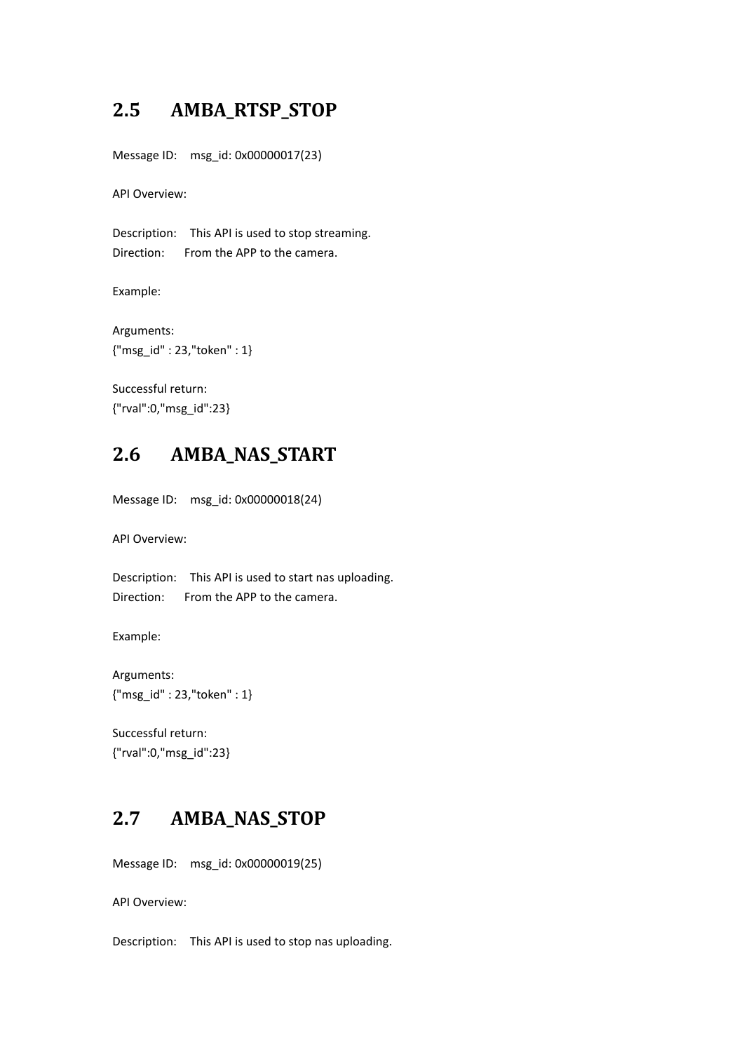## 2.5 AMBA_RTSP_STOP

Message ID: msg_id: 0x00000017(23)

API Overview:

Description: This API is used to stop streaming.
Direction: From the APP to the camera.

Example:

Arguments:
{"msg_id" : 23,"token" : 1}

Successful return:
{"rval":0,"msg_id":23}

## 2.6 AMBA_NAS_START

Message ID: msg_id: 0x00000018(24)

API Overview:

Description: This API is used to start nas uploading.
Direction: From the APP to the camera.

Example:

Arguments:
{"msg_id" : 23,"token" : 1}

Successful return:
{"rval":0,"msg_id":23}

## 2.7 AMBA_NAS_STOP

Message ID: msg_id: 0x00000019(25)

API Overview:

Description: This API is used to stop nas uploading.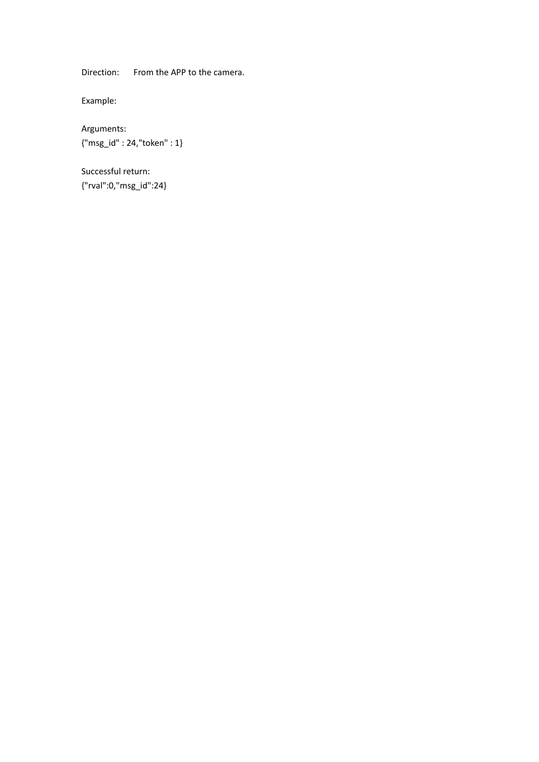Direction: From the APP to the camera.

Example:

Arguments:
{"msg_id" : 24,"token" : 1}

Successful return:
{"rval":0,"msg_id":24}